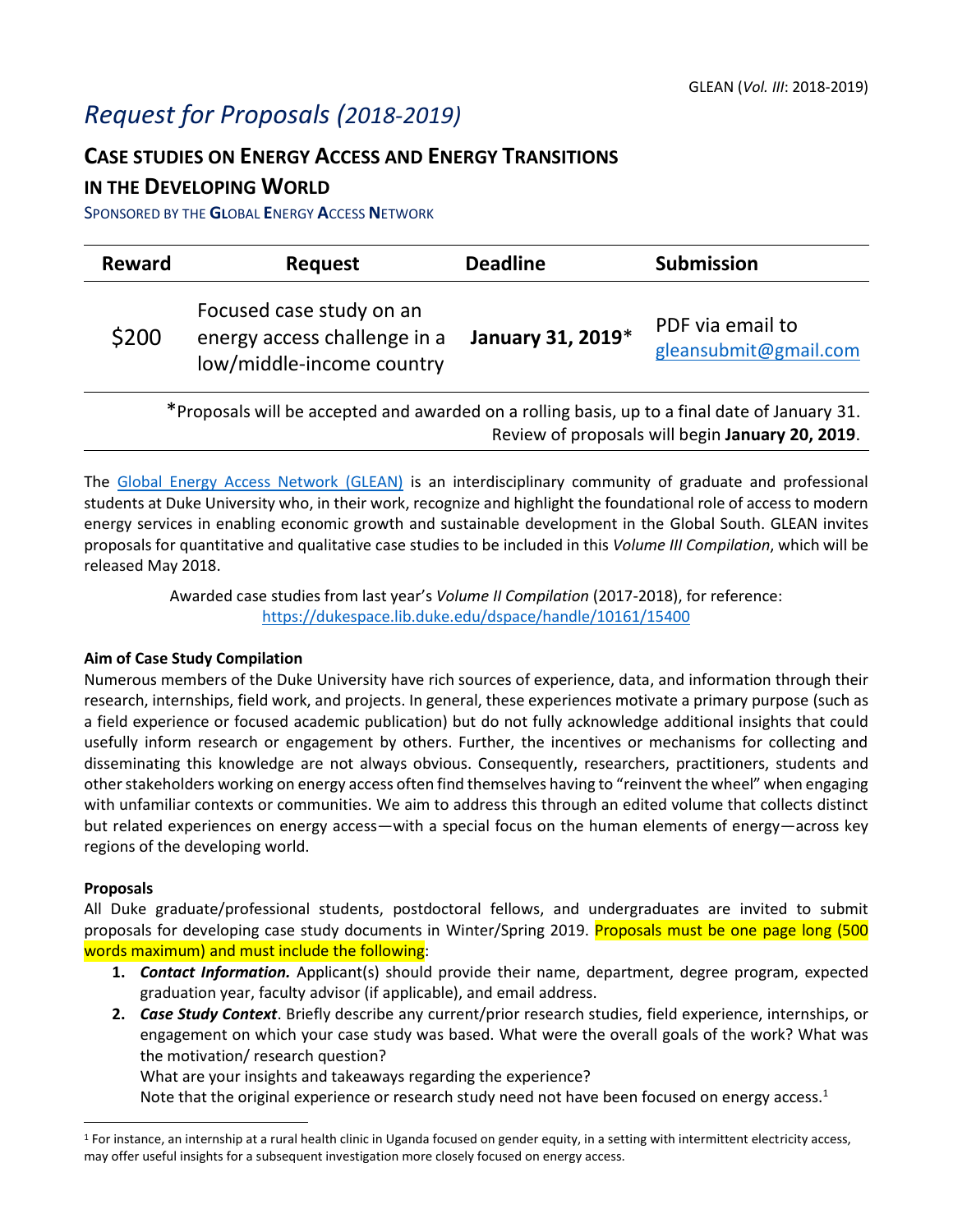# *Request for Proposals (2018-2019)*

## CASE STUDIES ON ENERGY ACCESS AND ENERGY TRANSITIONS IN THE DEVELOPING WORLD

SPONSORED BY THE **G**LOBAL **E**NERGY **A**CCESS **N**ETWORK

| Reward | Request | Deadline | Submission |
|---|---|---|---|
| $200 | Focused case study on an energy access challenge in a low/middle-income country | **January 31, 2019*** | PDF via email to gleansubmit@gmail.com |

*Proposals will be accepted and awarded on a rolling basis, up to a final date of January 31. Review of proposals will begin **January 20, 2019**.

The Global Energy Access Network (GLEAN) is an interdisciplinary community of graduate and professional students at Duke University who, in their work, recognize and highlight the foundational role of access to modern energy services in enabling economic growth and sustainable development in the Global South. GLEAN invites proposals for quantitative and qualitative case studies to be included in this *Volume III Compilation*, which will be released May 2018.

Awarded case studies from last year's *Volume II Compilation* (2017-2018), for reference: https://dukespace.lib.duke.edu/dspace/handle/10161/15400

**Aim of Case Study Compilation**

Numerous members of the Duke University have rich sources of experience, data, and information through their research, internships, field work, and projects. In general, these experiences motivate a primary purpose (such as a field experience or focused academic publication) but do not fully acknowledge additional insights that could usefully inform research or engagement by others. Further, the incentives or mechanisms for collecting and disseminating this knowledge are not always obvious. Consequently, researchers, practitioners, students and other stakeholders working on energy access often find themselves having to "reinvent the wheel" when engaging with unfamiliar contexts or communities. We aim to address this through an edited volume that collects distinct but related experiences on energy access—with a special focus on the human elements of energy—across key regions of the developing world.

**Proposals**

All Duke graduate/professional students, postdoctoral fellows, and undergraduates are invited to submit proposals for developing case study documents in Winter/Spring 2019. Proposals must be one page long (500 words maximum) and must include the following:

1. ***Contact Information.*** Applicant(s) should provide their name, department, degree program, expected graduation year, faculty advisor (if applicable), and email address.
2. ***Case Study Context***. Briefly describe any current/prior research studies, field experience, internships, or engagement on which your case study was based. What were the overall goals of the work? What was the motivation/ research question?
   What are your insights and takeaways regarding the experience?
   Note that the original experience or research study need not have been focused on energy access.[1]

[1] For instance, an internship at a rural health clinic in Uganda focused on gender equity, in a setting with intermittent electricity access, may offer useful insights for a subsequent investigation more closely focused on energy access.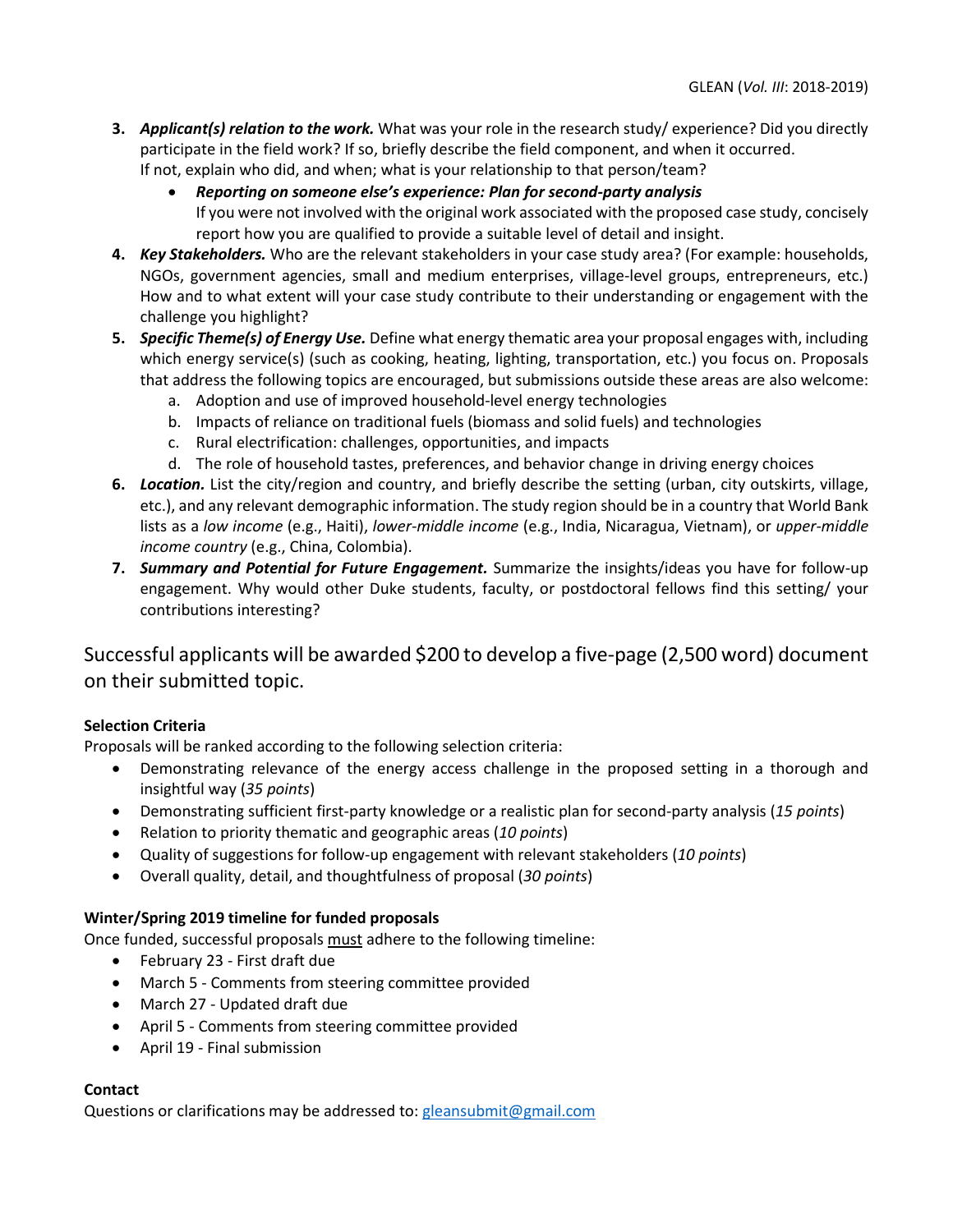3. ***Applicant(s) relation to the work.*** What was your role in the research study/ experience? Did you directly participate in the field work? If so, briefly describe the field component, and when it occurred. If not, explain who did, and when; what is your relationship to that person/team?
    - ***Reporting on someone else's experience: Plan for second-party analysis*** If you were not involved with the original work associated with the proposed case study, concisely report how you are qualified to provide a suitable level of detail and insight.
4. ***Key Stakeholders.*** Who are the relevant stakeholders in your case study area? (For example: households, NGOs, government agencies, small and medium enterprises, village-level groups, entrepreneurs, etc.) How and to what extent will your case study contribute to their understanding or engagement with the challenge you highlight?
5. ***Specific Theme(s) of Energy Use.*** Define what energy thematic area your proposal engages with, including which energy service(s) (such as cooking, heating, lighting, transportation, etc.) you focus on. Proposals that address the following topics are encouraged, but submissions outside these areas are also welcome:
    a. Adoption and use of improved household-level energy technologies
    b. Impacts of reliance on traditional fuels (biomass and solid fuels) and technologies
    c. Rural electrification: challenges, opportunities, and impacts
    d. The role of household tastes, preferences, and behavior change in driving energy choices
6. ***Location.*** List the city/region and country, and briefly describe the setting (urban, city outskirts, village, etc.), and any relevant demographic information. The study region should be in a country that World Bank lists as a *low income* (e.g., Haiti), *lower-middle income* (e.g., India, Nicaragua, Vietnam), or *upper-middle income country* (e.g., China, Colombia).
7. ***Summary and Potential for Future Engagement.*** Summarize the insights/ideas you have for follow-up engagement. Why would other Duke students, faculty, or postdoctoral fellows find this setting/ your contributions interesting?

## Successful applicants will be awarded $200 to develop a five-page (2,500 word) document on their submitted topic.

**Selection Criteria**

Proposals will be ranked according to the following selection criteria:

- Demonstrating relevance of the energy access challenge in the proposed setting in a thorough and insightful way (*35 points*)
- Demonstrating sufficient first-party knowledge or a realistic plan for second-party analysis (*15 points*)
- Relation to priority thematic and geographic areas (*10 points*)
- Quality of suggestions for follow-up engagement with relevant stakeholders (*10 points*)
- Overall quality, detail, and thoughtfulness of proposal (*30 points*)

**Winter/Spring 2019 timeline for funded proposals**

Once funded, successful proposals <u>must</u> adhere to the following timeline:

- February 23 - First draft due
- March 5 - Comments from steering committee provided
- March 27 - Updated draft due
- April 5 - Comments from steering committee provided
- April 19 - Final submission

**Contact**

Questions or clarifications may be addressed to: gleansubmit@gmail.com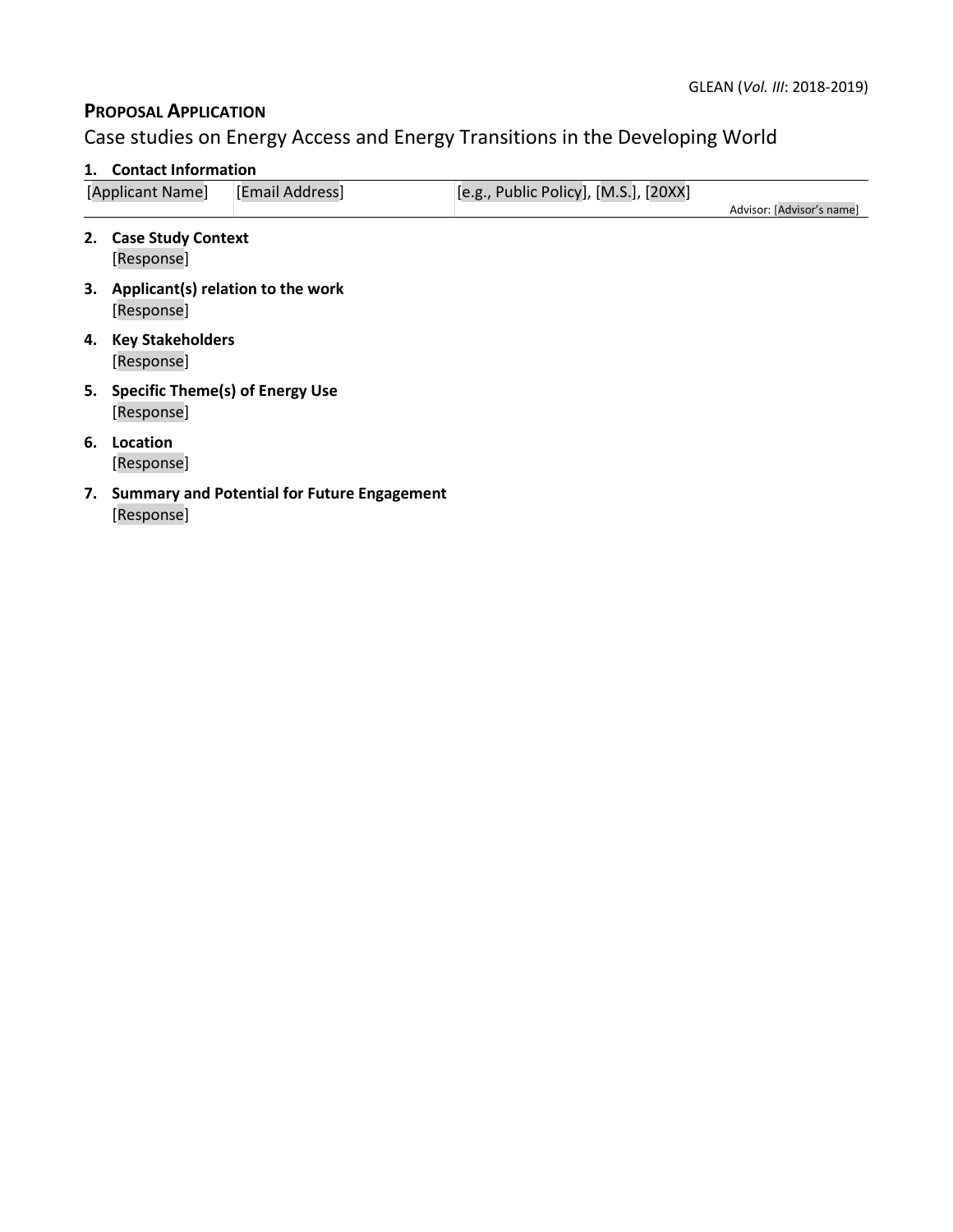GLEAN (*Vol. III*: 2018-2019)

## Proposal Application

Case studies on Energy Access and Energy Transitions in the Developing World

**1. Contact Information**

| | | |
|---|---|---|
| [Applicant Name] | [Email Address] | [e.g., Public Policy], [M.S.], [20XX] Advisor: [Advisor's name] |

**2. Case Study Context**
[Response]

**3. Applicant(s) relation to the work**
[Response]

**4. Key Stakeholders**
[Response]

**5. Specific Theme(s) of Energy Use**
[Response]

**6. Location**
[Response]

**7. Summary and Potential for Future Engagement**
[Response]